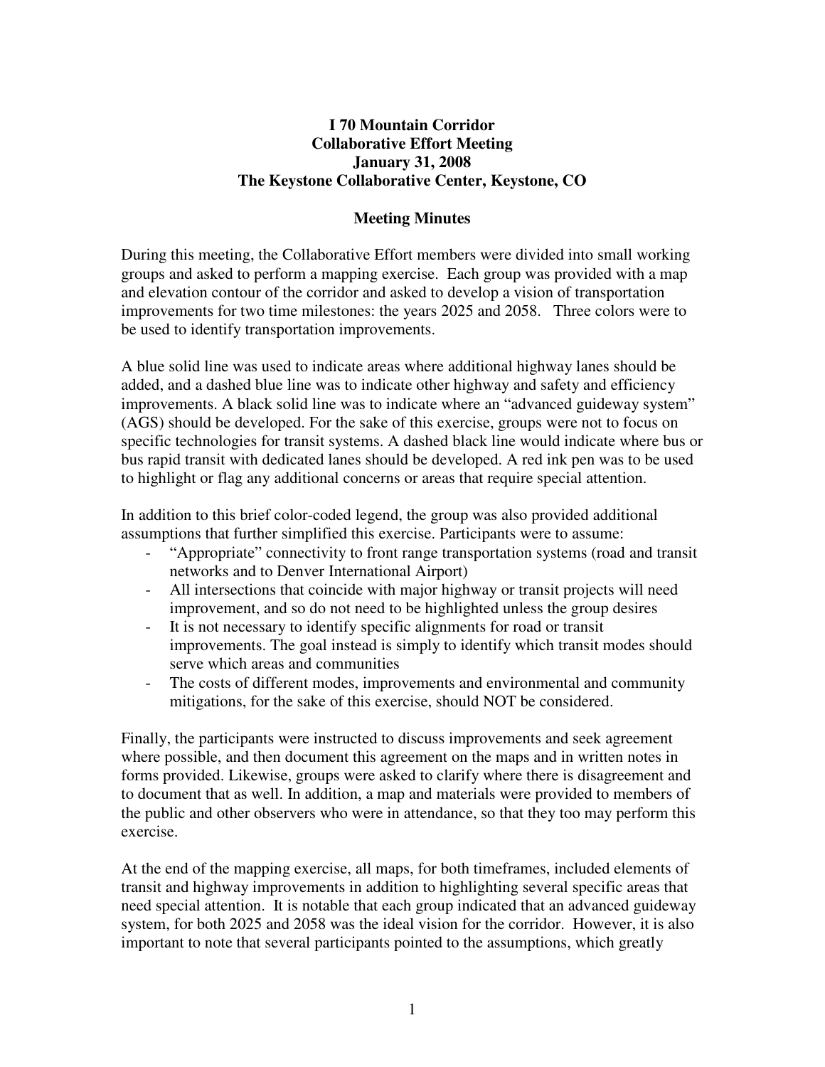# I 70 Mountain Corridor
## Collaborative Effort Meeting
## January 31, 2008
## The Keystone Collaborative Center, Keystone, CO

### Meeting Minutes

During this meeting, the Collaborative Effort members were divided into small working groups and asked to perform a mapping exercise. Each group was provided with a map and elevation contour of the corridor and asked to develop a vision of transportation improvements for two time milestones: the years 2025 and 2058. Three colors were to be used to identify transportation improvements.

A blue solid line was used to indicate areas where additional highway lanes should be added, and a dashed blue line was to indicate other highway and safety and efficiency improvements. A black solid line was to indicate where an "advanced guideway system" (AGS) should be developed. For the sake of this exercise, groups were not to focus on specific technologies for transit systems. A dashed black line would indicate where bus or bus rapid transit with dedicated lanes should be developed. A red ink pen was to be used to highlight or flag any additional concerns or areas that require special attention.

In addition to this brief color-coded legend, the group was also provided additional assumptions that further simplified this exercise. Participants were to assume:

- "Appropriate" connectivity to front range transportation systems (road and transit networks and to Denver International Airport)
- All intersections that coincide with major highway or transit projects will need improvement, and so do not need to be highlighted unless the group desires
- It is not necessary to identify specific alignments for road or transit improvements. The goal instead is simply to identify which transit modes should serve which areas and communities
- The costs of different modes, improvements and environmental and community mitigations, for the sake of this exercise, should NOT be considered.

Finally, the participants were instructed to discuss improvements and seek agreement where possible, and then document this agreement on the maps and in written notes in forms provided. Likewise, groups were asked to clarify where there is disagreement and to document that as well. In addition, a map and materials were provided to members of the public and other observers who were in attendance, so that they too may perform this exercise.

At the end of the mapping exercise, all maps, for both timeframes, included elements of transit and highway improvements in addition to highlighting several specific areas that need special attention. It is notable that each group indicated that an advanced guideway system, for both 2025 and 2058 was the ideal vision for the corridor. However, it is also important to note that several participants pointed to the assumptions, which greatly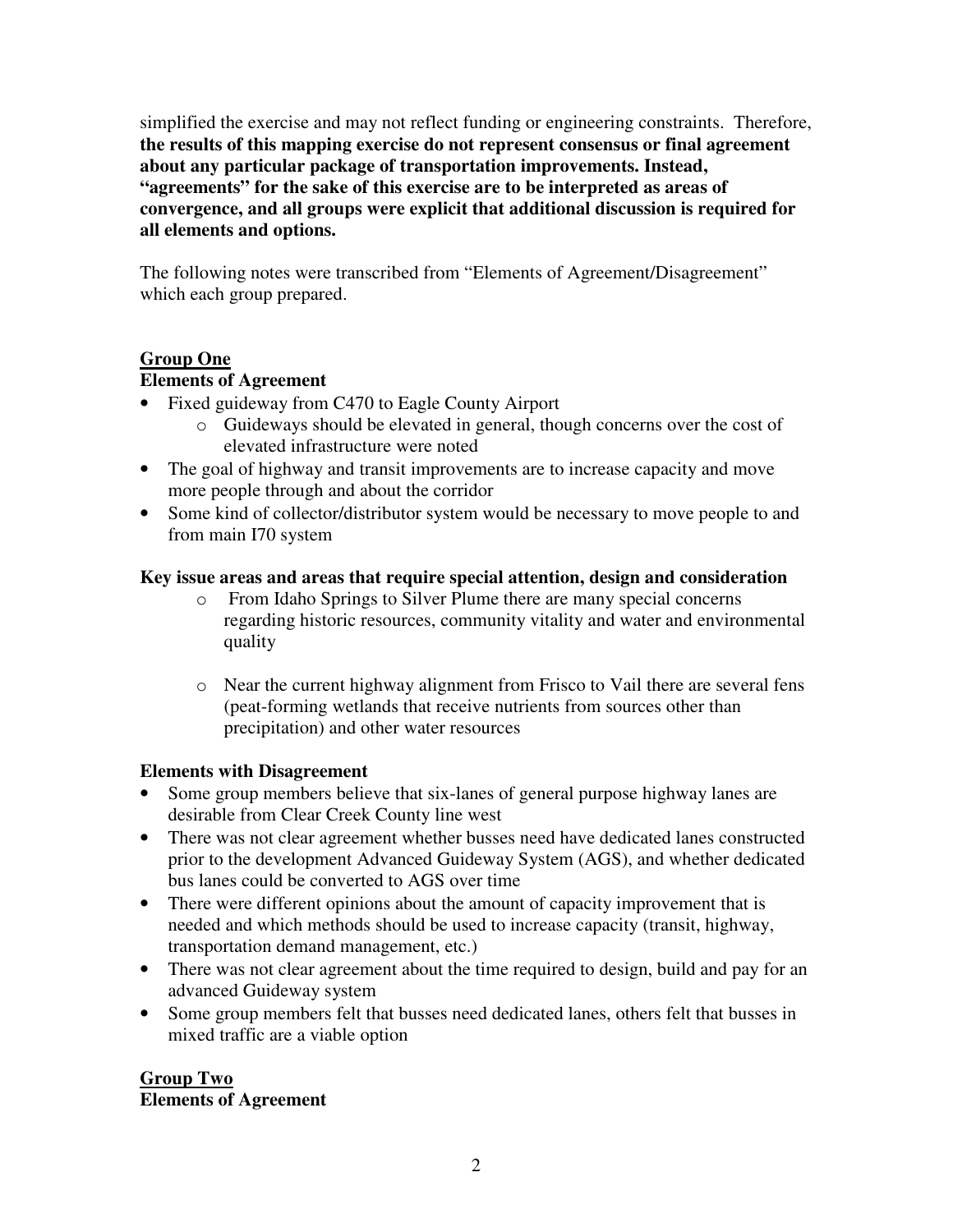simplified the exercise and may not reflect funding or engineering constraints. Therefore, **the results of this mapping exercise do not represent consensus or final agreement about any particular package of transportation improvements. Instead, "agreements" for the sake of this exercise are to be interpreted as areas of convergence, and all groups were explicit that additional discussion is required for all elements and options.**

The following notes were transcribed from "Elements of Agreement/Disagreement" which each group prepared.

## Group One

### Elements of Agreement

- Fixed guideway from C470 to Eagle County Airport
  - Guideways should be elevated in general, though concerns over the cost of elevated infrastructure were noted
- The goal of highway and transit improvements are to increase capacity and move more people through and about the corridor
- Some kind of collector/distributor system would be necessary to move people to and from main I70 system

### Key issue areas and areas that require special attention, design and consideration

- From Idaho Springs to Silver Plume there are many special concerns regarding historic resources, community vitality and water and environmental quality
- Near the current highway alignment from Frisco to Vail there are several fens (peat-forming wetlands that receive nutrients from sources other than precipitation) and other water resources

### Elements with Disagreement

- Some group members believe that six-lanes of general purpose highway lanes are desirable from Clear Creek County line west
- There was not clear agreement whether busses need have dedicated lanes constructed prior to the development Advanced Guideway System (AGS), and whether dedicated bus lanes could be converted to AGS over time
- There were different opinions about the amount of capacity improvement that is needed and which methods should be used to increase capacity (transit, highway, transportation demand management, etc.)
- There was not clear agreement about the time required to design, build and pay for an advanced Guideway system
- Some group members felt that busses need dedicated lanes, others felt that busses in mixed traffic are a viable option

## Group Two

### Elements of Agreement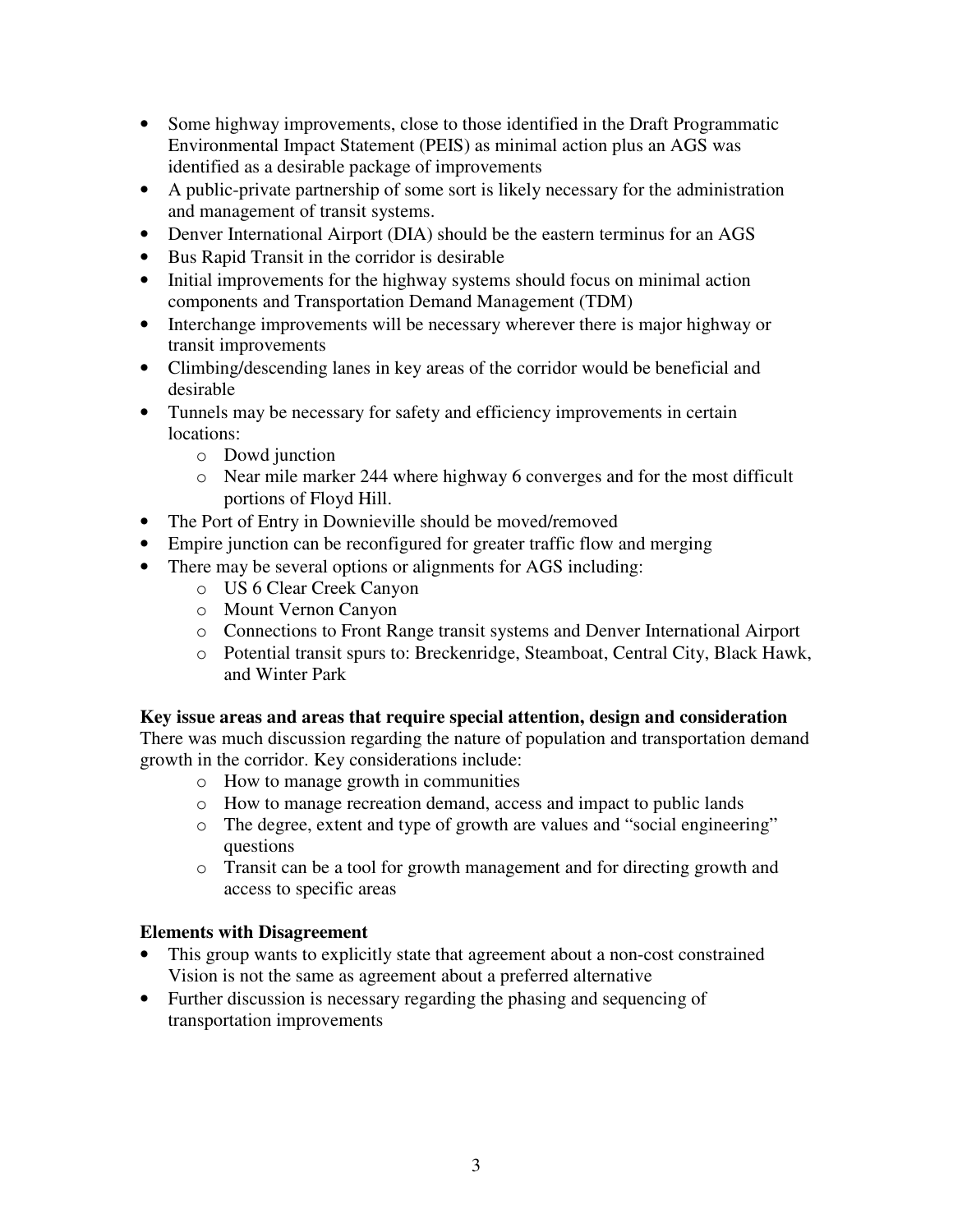- Some highway improvements, close to those identified in the Draft Programmatic Environmental Impact Statement (PEIS) as minimal action plus an AGS was identified as a desirable package of improvements
- A public-private partnership of some sort is likely necessary for the administration and management of transit systems.
- Denver International Airport (DIA) should be the eastern terminus for an AGS
- Bus Rapid Transit in the corridor is desirable
- Initial improvements for the highway systems should focus on minimal action components and Transportation Demand Management (TDM)
- Interchange improvements will be necessary wherever there is major highway or transit improvements
- Climbing/descending lanes in key areas of the corridor would be beneficial and desirable
- Tunnels may be necessary for safety and efficiency improvements in certain locations:
    - Dowd junction
    - Near mile marker 244 where highway 6 converges and for the most difficult portions of Floyd Hill.
- The Port of Entry in Downieville should be moved/removed
- Empire junction can be reconfigured for greater traffic flow and merging
- There may be several options or alignments for AGS including:
    - US 6 Clear Creek Canyon
    - Mount Vernon Canyon
    - Connections to Front Range transit systems and Denver International Airport
    - Potential transit spurs to: Breckenridge, Steamboat, Central City, Black Hawk, and Winter Park

**Key issue areas and areas that require special attention, design and consideration**

There was much discussion regarding the nature of population and transportation demand growth in the corridor. Key considerations include:

- How to manage growth in communities
- How to manage recreation demand, access and impact to public lands
- The degree, extent and type of growth are values and "social engineering" questions
- Transit can be a tool for growth management and for directing growth and access to specific areas

**Elements with Disagreement**

- This group wants to explicitly state that agreement about a non-cost constrained Vision is not the same as agreement about a preferred alternative
- Further discussion is necessary regarding the phasing and sequencing of transportation improvements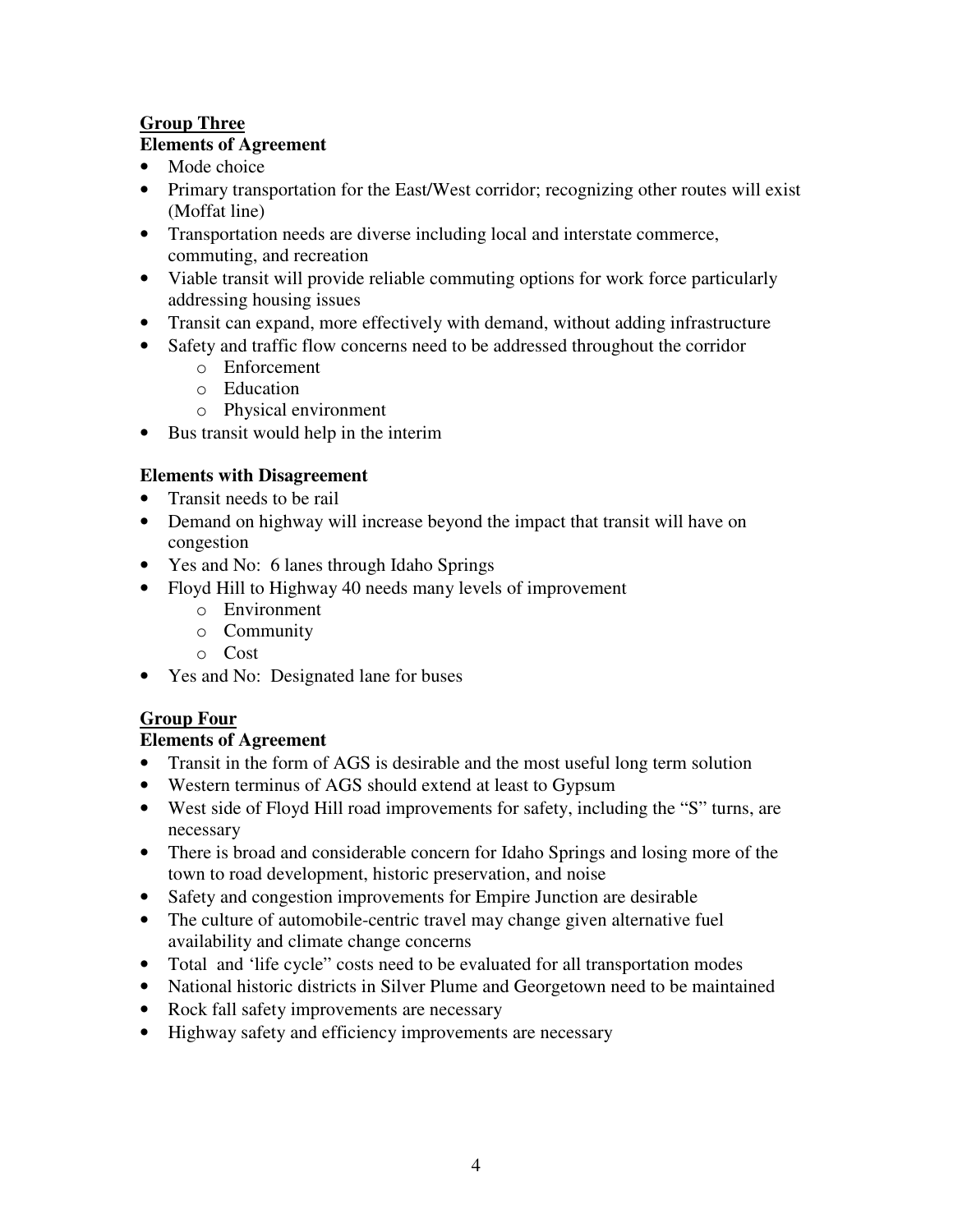**<u>Group Three</u>**

**Elements of Agreement**

- Mode choice
- Primary transportation for the East/West corridor; recognizing other routes will exist (Moffat line)
- Transportation needs are diverse including local and interstate commerce, commuting, and recreation
- Viable transit will provide reliable commuting options for work force particularly addressing housing issues
- Transit can expand, more effectively with demand, without adding infrastructure
- Safety and traffic flow concerns need to be addressed throughout the corridor
  - Enforcement
  - Education
  - Physical environment
- Bus transit would help in the interim

**Elements with Disagreement**

- Transit needs to be rail
- Demand on highway will increase beyond the impact that transit will have on congestion
- Yes and No: 6 lanes through Idaho Springs
- Floyd Hill to Highway 40 needs many levels of improvement
  - Environment
  - Community
  - Cost
- Yes and No: Designated lane for buses

**<u>Group Four</u>**

**Elements of Agreement**

- Transit in the form of AGS is desirable and the most useful long term solution
- Western terminus of AGS should extend at least to Gypsum
- West side of Floyd Hill road improvements for safety, including the "S" turns, are necessary
- There is broad and considerable concern for Idaho Springs and losing more of the town to road development, historic preservation, and noise
- Safety and congestion improvements for Empire Junction are desirable
- The culture of automobile-centric travel may change given alternative fuel availability and climate change concerns
- Total and 'life cycle" costs need to be evaluated for all transportation modes
- National historic districts in Silver Plume and Georgetown need to be maintained
- Rock fall safety improvements are necessary
- Highway safety and efficiency improvements are necessary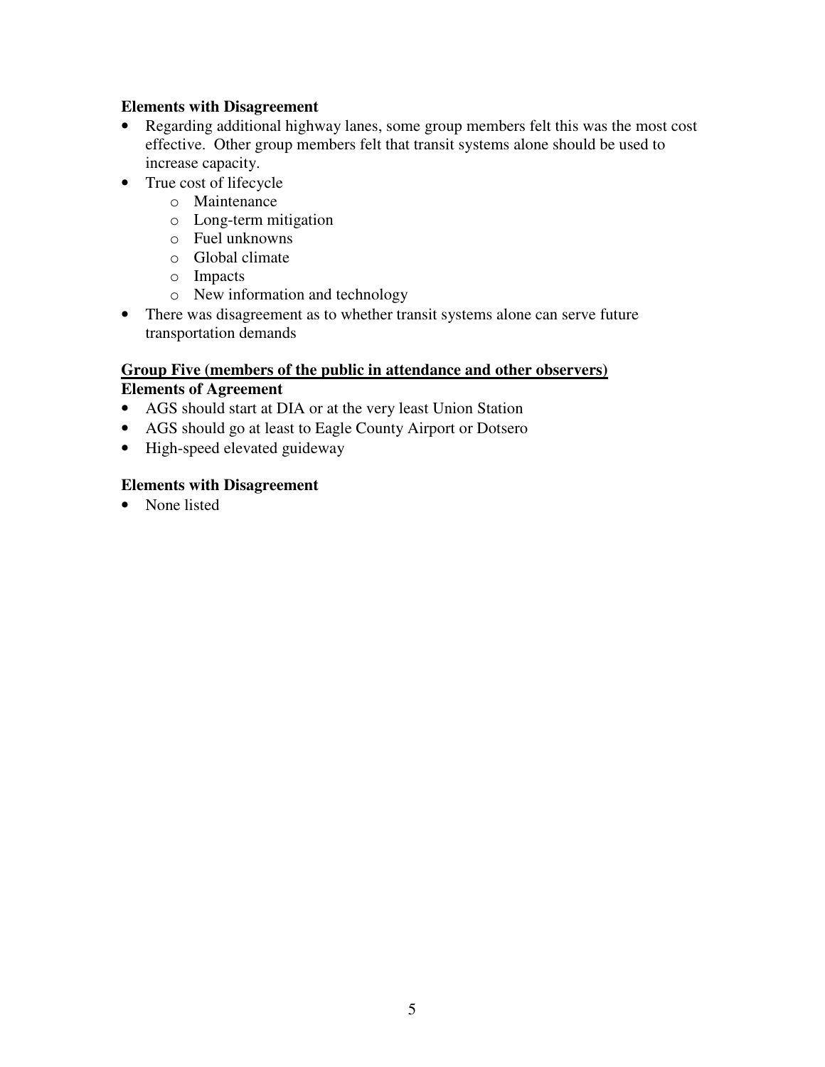**Elements with Disagreement**

- Regarding additional highway lanes, some group members felt this was the most cost effective. Other group members felt that transit systems alone should be used to increase capacity.
- True cost of lifecycle
    - Maintenance
    - Long-term mitigation
    - Fuel unknowns
    - Global climate
    - Impacts
    - New information and technology
- There was disagreement as to whether transit systems alone can serve future transportation demands

**<u>Group Five (members of the public in attendance and other observers)</u>**

**Elements of Agreement**

- AGS should start at DIA or at the very least Union Station
- AGS should go at least to Eagle County Airport or Dotsero
- High-speed elevated guideway

**Elements with Disagreement**

- None listed